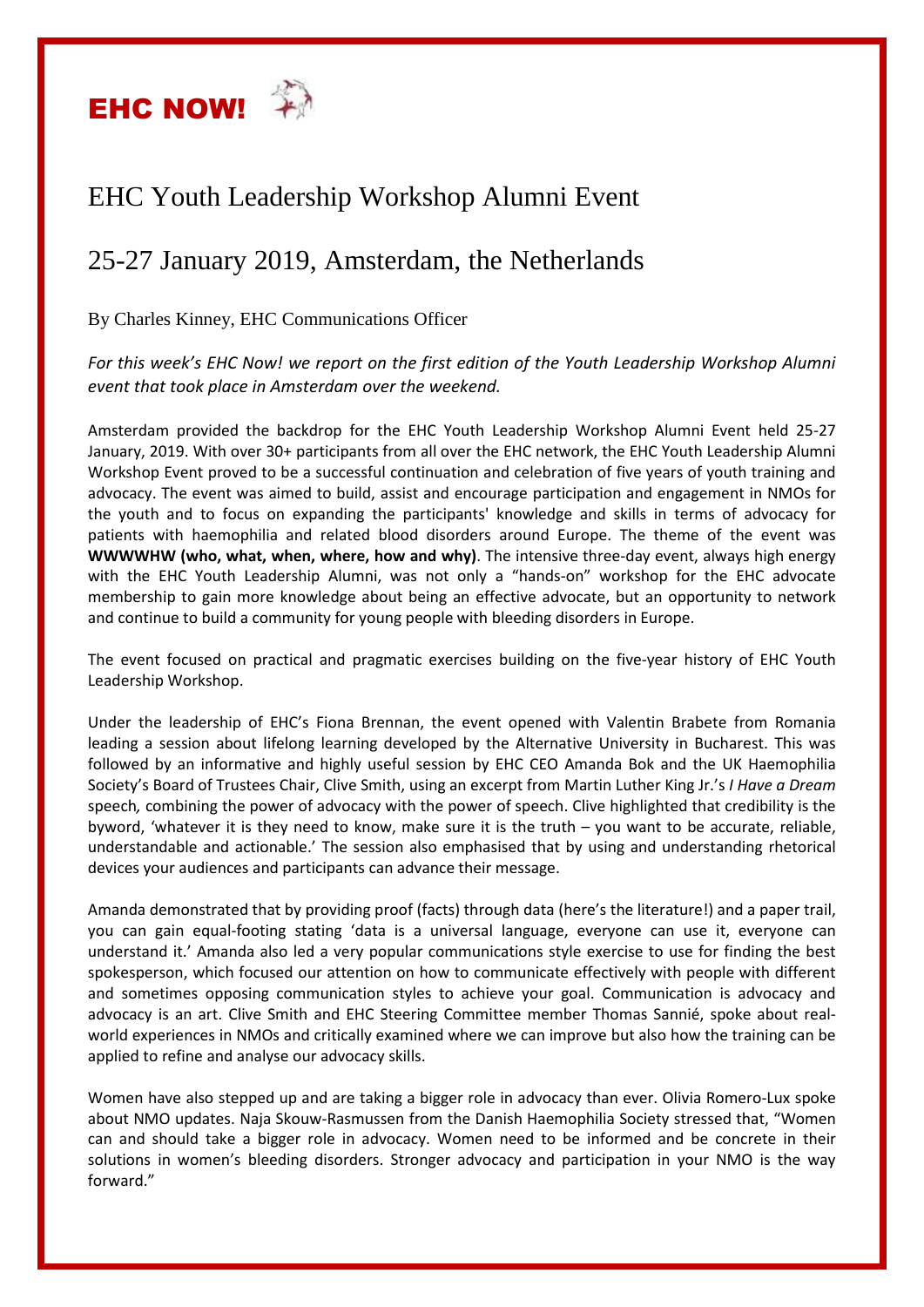# EHC NOW!

## EHC Youth Leadership Workshop Alumni Event

## 25-27 January 2019, Amsterdam, the Netherlands

By Charles Kinney, EHC Communications Officer

*For this week's EHC Now! we report on the first edition of the Youth Leadership Workshop Alumni event that took place in Amsterdam over the weekend.*

Amsterdam provided the backdrop for the EHC Youth Leadership Workshop Alumni Event held 25-27 January, 2019. With over 30+ participants from all over the EHC network, the EHC Youth Leadership Alumni Workshop Event proved to be a successful continuation and celebration of five years of youth training and advocacy. The event was aimed to build, assist and encourage participation and engagement in NMOs for the youth and to focus on expanding the participants' knowledge and skills in terms of advocacy for patients with haemophilia and related blood disorders around Europe. The theme of the event was **WWWWHW (who, what, when, where, how and why)**. The intensive three-day event, always high energy with the EHC Youth Leadership Alumni, was not only a "hands-on" workshop for the EHC advocate membership to gain more knowledge about being an effective advocate, but an opportunity to network and continue to build a community for young people with bleeding disorders in Europe.

The event focused on practical and pragmatic exercises building on the five-year history of EHC Youth Leadership Workshop.

Under the leadership of EHC's Fiona Brennan, the event opened with Valentin Brabete from Romania leading a session about lifelong learning developed by the Alternative University in Bucharest. This was followed by an informative and highly useful session by EHC CEO Amanda Bok and the UK Haemophilia Society's Board of Trustees Chair, Clive Smith, using an excerpt from Martin Luther King Jr.'s *I Have a Dream* speech*,* combining the power of advocacy with the power of speech. Clive highlighted that credibility is the byword, 'whatever it is they need to know, make sure it is the truth – you want to be accurate, reliable, understandable and actionable.' The session also emphasised that by using and understanding rhetorical devices your audiences and participants can advance their message.

Amanda demonstrated that by providing proof (facts) through data (here's the literature!) and a paper trail, you can gain equal-footing stating 'data is a universal language, everyone can use it, everyone can understand it.' Amanda also led a very popular communications style exercise to use for finding the best spokesperson, which focused our attention on how to communicate effectively with people with different and sometimes opposing communication styles to achieve your goal. Communication is advocacy and advocacy is an art. Clive Smith and EHC Steering Committee member Thomas Sannié, spoke about real-world experiences in NMOs and critically examined where we can improve but also how the training can be applied to refine and analyse our advocacy skills.

Women have also stepped up and are taking a bigger role in advocacy than ever. Olivia Romero-Lux spoke about NMO updates. Naja Skouw-Rasmussen from the Danish Haemophilia Society stressed that, "Women can and should take a bigger role in advocacy. Women need to be informed and be concrete in their solutions in women's bleeding disorders. Stronger advocacy and participation in your NMO is the way forward."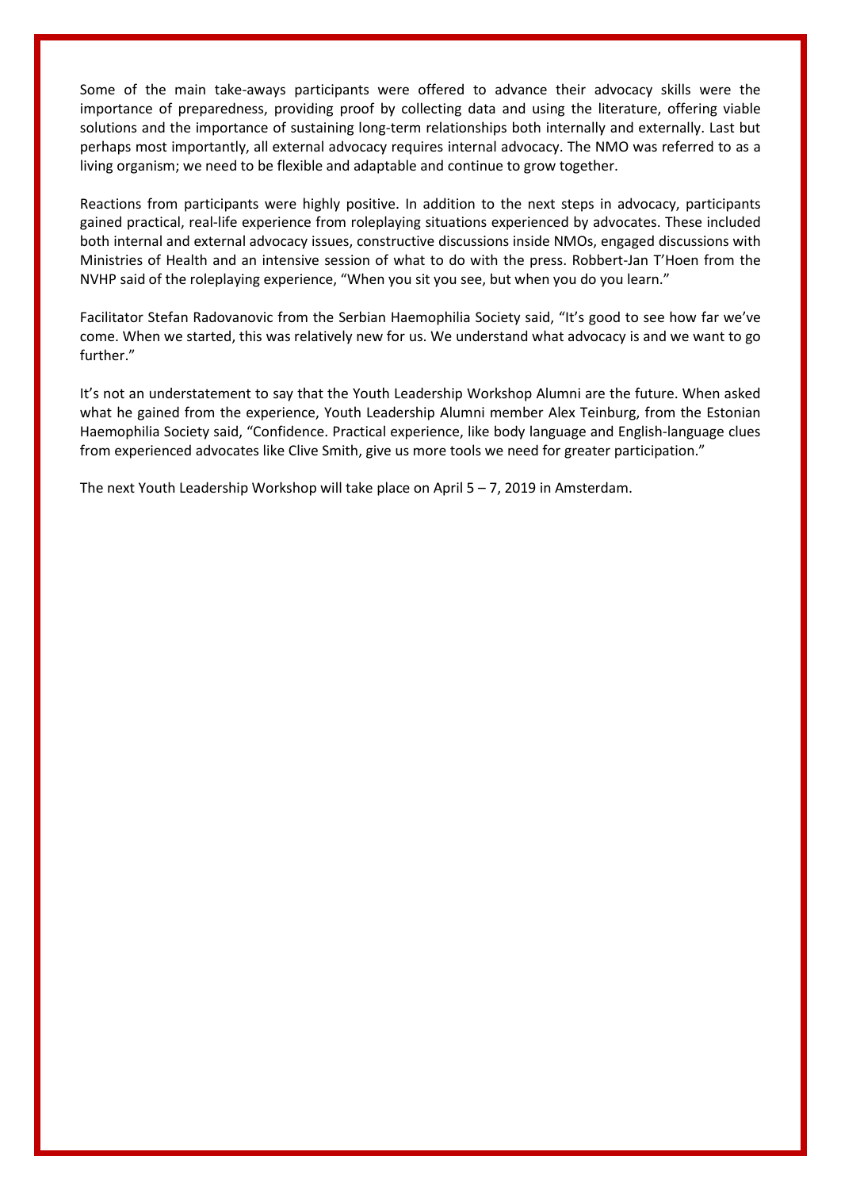Some of the main take-aways participants were offered to advance their advocacy skills were the importance of preparedness, providing proof by collecting data and using the literature, offering viable solutions and the importance of sustaining long-term relationships both internally and externally. Last but perhaps most importantly, all external advocacy requires internal advocacy. The NMO was referred to as a living organism; we need to be flexible and adaptable and continue to grow together.

Reactions from participants were highly positive. In addition to the next steps in advocacy, participants gained practical, real-life experience from roleplaying situations experienced by advocates. These included both internal and external advocacy issues, constructive discussions inside NMOs, engaged discussions with Ministries of Health and an intensive session of what to do with the press. Robbert-Jan T'Hoen from the NVHP said of the roleplaying experience, "When you sit you see, but when you do you learn."

Facilitator Stefan Radovanovic from the Serbian Haemophilia Society said, "It's good to see how far we've come. When we started, this was relatively new for us. We understand what advocacy is and we want to go further."

It's not an understatement to say that the Youth Leadership Workshop Alumni are the future. When asked what he gained from the experience, Youth Leadership Alumni member Alex Teinburg, from the Estonian Haemophilia Society said, "Confidence. Practical experience, like body language and English-language clues from experienced advocates like Clive Smith, give us more tools we need for greater participation."

The next Youth Leadership Workshop will take place on April 5 – 7, 2019 in Amsterdam.